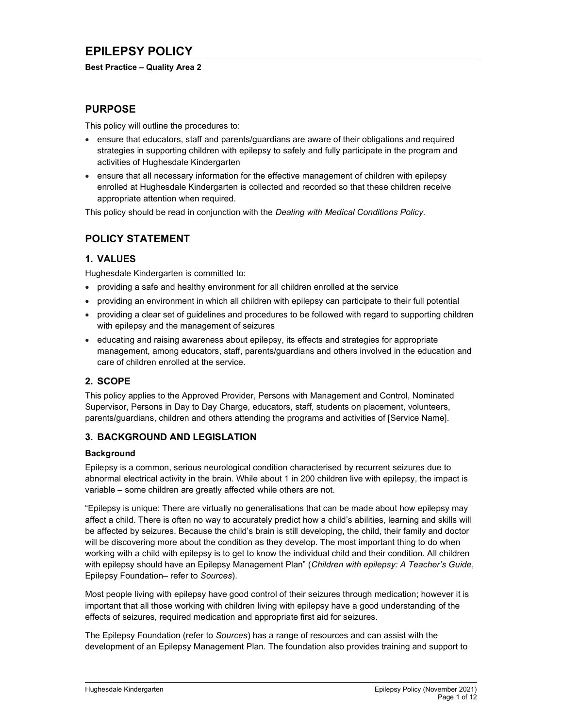# EPILEPSY POLICY

**Best Practice – Quality Area 2**

## PURPOSE

This policy will outline the procedures to:

- ensure that educators, staff and parents/guardians are aware of their obligations and required strategies in supporting children with epilepsy to safely and fully participate in the program and activities of Hughesdale Kindergarten
- ensure that all necessary information for the effective management of children with epilepsy enrolled at Hughesdale Kindergarten is collected and recorded so that these children receive appropriate attention when required.

This policy should be read in conjunction with the *Dealing with Medical Conditions Policy*.

## POLICY STATEMENT

### 1. VALUES

Hughesdale Kindergarten is committed to:

- providing a safe and healthy environment for all children enrolled at the service
- providing an environment in which all children with epilepsy can participate to their full potential
- providing a clear set of guidelines and procedures to be followed with regard to supporting children with epilepsy and the management of seizures
- educating and raising awareness about epilepsy, its effects and strategies for appropriate management, among educators, staff, parents/guardians and others involved in the education and care of children enrolled at the service.

### 2. SCOPE

This policy applies to the Approved Provider, Persons with Management and Control, Nominated Supervisor, Persons in Day to Day Charge, educators, staff, students on placement, volunteers, parents/guardians, children and others attending the programs and activities of [Service Name].

### 3. BACKGROUND AND LEGISLATION

#### Background

Epilepsy is a common, serious neurological condition characterised by recurrent seizures due to abnormal electrical activity in the brain. While about 1 in 200 children live with epilepsy, the impact is variable – some children are greatly affected while others are not.

"Epilepsy is unique: There are virtually no generalisations that can be made about how epilepsy may affect a child. There is often no way to accurately predict how a child's abilities, learning and skills will be affected by seizures. Because the child's brain is still developing, the child, their family and doctor will be discovering more about the condition as they develop. The most important thing to do when working with a child with epilepsy is to get to know the individual child and their condition. All children with epilepsy should have an Epilepsy Management Plan" (*Children with epilepsy: A Teacher's Guide*, Epilepsy Foundation– refer to *Sources*).

Most people living with epilepsy have good control of their seizures through medication; however it is important that all those working with children living with epilepsy have a good understanding of the effects of seizures, required medication and appropriate first aid for seizures.

The Epilepsy Foundation (refer to *Sources*) has a range of resources and can assist with the development of an Epilepsy Management Plan. The foundation also provides training and support to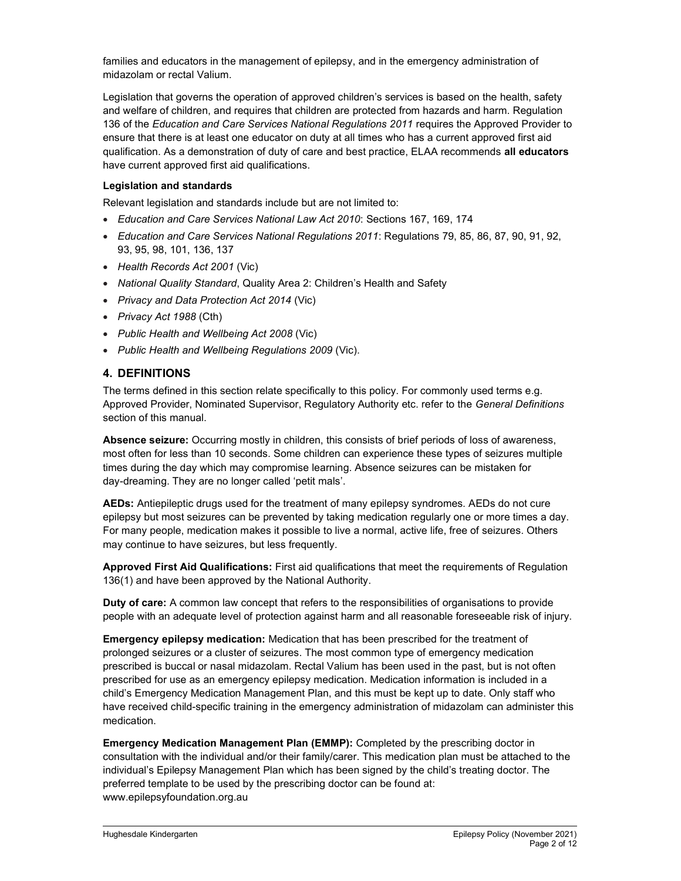families and educators in the management of epilepsy, and in the emergency administration of midazolam or rectal Valium.

Legislation that governs the operation of approved children's services is based on the health, safety and welfare of children, and requires that children are protected from hazards and harm. Regulation 136 of the *Education and Care Services National Regulations 2011* requires the Approved Provider to ensure that there is at least one educator on duty at all times who has a current approved first aid qualification. As a demonstration of duty of care and best practice, ELAA recommends **all educators** have current approved first aid qualifications.

**Legislation and standards**

Relevant legislation and standards include but are not limited to:

- *Education and Care Services National Law Act 2010*: Sections 167, 169, 174
- *Education and Care Services National Regulations 2011*: Regulations 79, 85, 86, 87, 90, 91, 92, 93, 95, 98, 101, 136, 137
- *Health Records Act 2001* (Vic)
- *National Quality Standard*, Quality Area 2: Children's Health and Safety
- *Privacy and Data Protection Act 2014* (Vic)
- *Privacy Act 1988* (Cth)
- *Public Health and Wellbeing Act 2008* (Vic)
- *Public Health and Wellbeing Regulations 2009* (Vic).

## 4. DEFINITIONS

The terms defined in this section relate specifically to this policy. For commonly used terms e.g. Approved Provider, Nominated Supervisor, Regulatory Authority etc. refer to the *General Definitions* section of this manual.

**Absence seizure:** Occurring mostly in children, this consists of brief periods of loss of awareness, most often for less than 10 seconds. Some children can experience these types of seizures multiple times during the day which may compromise learning. Absence seizures can be mistaken for day-dreaming. They are no longer called 'petit mals'.

**AEDs:** Antiepileptic drugs used for the treatment of many epilepsy syndromes. AEDs do not cure epilepsy but most seizures can be prevented by taking medication regularly one or more times a day. For many people, medication makes it possible to live a normal, active life, free of seizures. Others may continue to have seizures, but less frequently.

**Approved First Aid Qualifications:** First aid qualifications that meet the requirements of Regulation 136(1) and have been approved by the National Authority.

**Duty of care:** A common law concept that refers to the responsibilities of organisations to provide people with an adequate level of protection against harm and all reasonable foreseeable risk of injury.

**Emergency epilepsy medication:** Medication that has been prescribed for the treatment of prolonged seizures or a cluster of seizures. The most common type of emergency medication prescribed is buccal or nasal midazolam. Rectal Valium has been used in the past, but is not often prescribed for use as an emergency epilepsy medication. Medication information is included in a child's Emergency Medication Management Plan, and this must be kept up to date. Only staff who have received child-specific training in the emergency administration of midazolam can administer this medication.

**Emergency Medication Management Plan (EMMP):** Completed by the prescribing doctor in consultation with the individual and/or their family/carer. This medication plan must be attached to the individual's Epilepsy Management Plan which has been signed by the child's treating doctor. The preferred template to be used by the prescribing doctor can be found at: www.epilepsyfoundation.org.au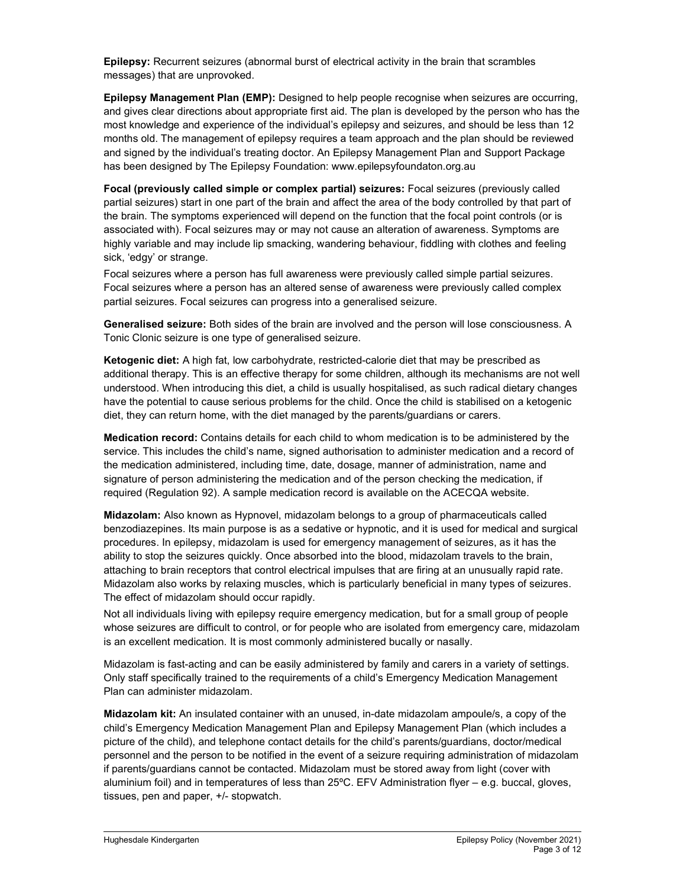**Epilepsy:** Recurrent seizures (abnormal burst of electrical activity in the brain that scrambles messages) that are unprovoked.

**Epilepsy Management Plan (EMP):** Designed to help people recognise when seizures are occurring, and gives clear directions about appropriate first aid. The plan is developed by the person who has the most knowledge and experience of the individual's epilepsy and seizures, and should be less than 12 months old. The management of epilepsy requires a team approach and the plan should be reviewed and signed by the individual's treating doctor. An Epilepsy Management Plan and Support Package has been designed by The Epilepsy Foundation: www.epilepsyfoundaton.org.au

**Focal (previously called simple or complex partial) seizures:** Focal seizures (previously called partial seizures) start in one part of the brain and affect the area of the body controlled by that part of the brain. The symptoms experienced will depend on the function that the focal point controls (or is associated with). Focal seizures may or may not cause an alteration of awareness. Symptoms are highly variable and may include lip smacking, wandering behaviour, fiddling with clothes and feeling sick, 'edgy' or strange.

Focal seizures where a person has full awareness were previously called simple partial seizures. Focal seizures where a person has an altered sense of awareness were previously called complex partial seizures. Focal seizures can progress into a generalised seizure.

**Generalised seizure:** Both sides of the brain are involved and the person will lose consciousness. A Tonic Clonic seizure is one type of generalised seizure.

**Ketogenic diet:** A high fat, low carbohydrate, restricted-calorie diet that may be prescribed as additional therapy. This is an effective therapy for some children, although its mechanisms are not well understood. When introducing this diet, a child is usually hospitalised, as such radical dietary changes have the potential to cause serious problems for the child. Once the child is stabilised on a ketogenic diet, they can return home, with the diet managed by the parents/guardians or carers.

**Medication record:** Contains details for each child to whom medication is to be administered by the service. This includes the child's name, signed authorisation to administer medication and a record of the medication administered, including time, date, dosage, manner of administration, name and signature of person administering the medication and of the person checking the medication, if required (Regulation 92). A sample medication record is available on the ACECQA website.

**Midazolam:** Also known as Hypnovel, midazolam belongs to a group of pharmaceuticals called benzodiazepines. Its main purpose is as a sedative or hypnotic, and it is used for medical and surgical procedures. In epilepsy, midazolam is used for emergency management of seizures, as it has the ability to stop the seizures quickly. Once absorbed into the blood, midazolam travels to the brain, attaching to brain receptors that control electrical impulses that are firing at an unusually rapid rate. Midazolam also works by relaxing muscles, which is particularly beneficial in many types of seizures. The effect of midazolam should occur rapidly.

Not all individuals living with epilepsy require emergency medication, but for a small group of people whose seizures are difficult to control, or for people who are isolated from emergency care, midazolam is an excellent medication. It is most commonly administered bucally or nasally.

Midazolam is fast-acting and can be easily administered by family and carers in a variety of settings. Only staff specifically trained to the requirements of a child's Emergency Medication Management Plan can administer midazolam.

**Midazolam kit:** An insulated container with an unused, in-date midazolam ampoule/s, a copy of the child's Emergency Medication Management Plan and Epilepsy Management Plan (which includes a picture of the child), and telephone contact details for the child's parents/guardians, doctor/medical personnel and the person to be notified in the event of a seizure requiring administration of midazolam if parents/guardians cannot be contacted. Midazolam must be stored away from light (cover with aluminium foil) and in temperatures of less than 25ºC. EFV Administration flyer – e.g. buccal, gloves, tissues, pen and paper, +/- stopwatch.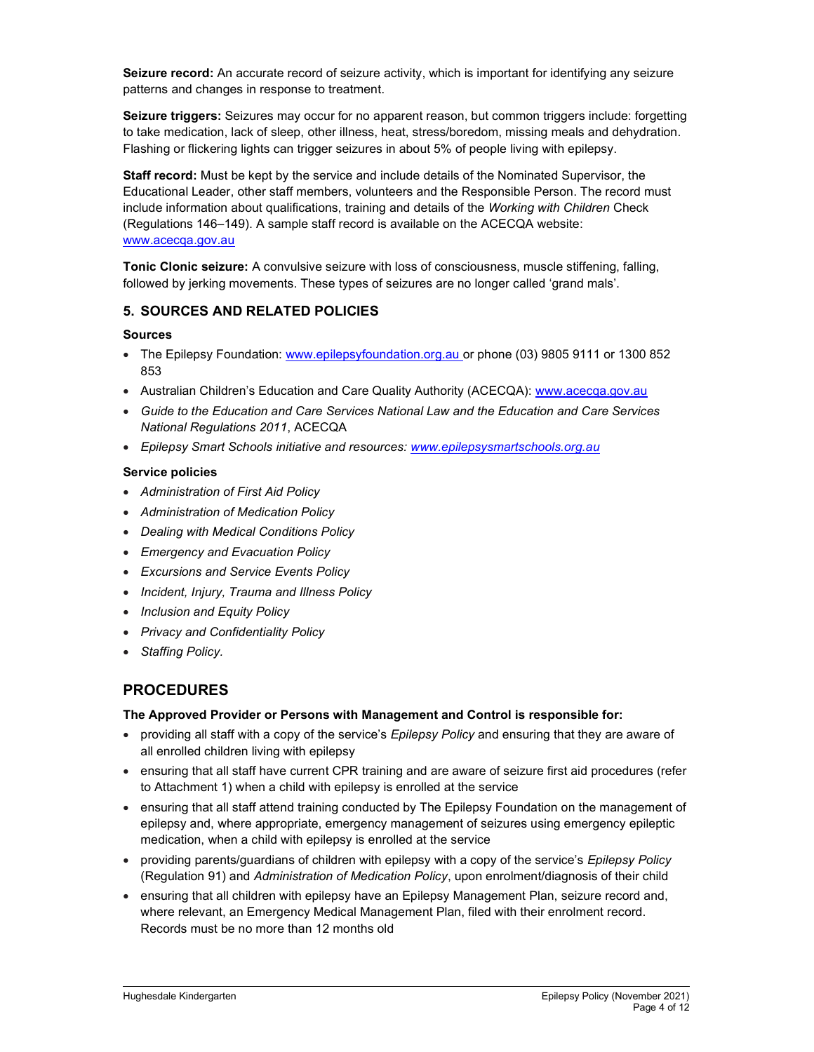**Seizure record:** An accurate record of seizure activity, which is important for identifying any seizure patterns and changes in response to treatment.

**Seizure triggers:** Seizures may occur for no apparent reason, but common triggers include: forgetting to take medication, lack of sleep, other illness, heat, stress/boredom, missing meals and dehydration. Flashing or flickering lights can trigger seizures in about 5% of people living with epilepsy.

**Staff record:** Must be kept by the service and include details of the Nominated Supervisor, the Educational Leader, other staff members, volunteers and the Responsible Person. The record must include information about qualifications, training and details of the *Working with Children* Check (Regulations 146–149). A sample staff record is available on the ACECQA website: www.acecqa.gov.au

**Tonic Clonic seizure:** A convulsive seizure with loss of consciousness, muscle stiffening, falling, followed by jerking movements. These types of seizures are no longer called 'grand mals'.

## 5. SOURCES AND RELATED POLICIES

### Sources

- The Epilepsy Foundation: www.epilepsyfoundation.org.au or phone (03) 9805 9111 or 1300 852 853
- Australian Children's Education and Care Quality Authority (ACECQA): www.acecqa.gov.au
- *Guide to the Education and Care Services National Law and the Education and Care Services National Regulations 2011*, ACECQA
- *Epilepsy Smart Schools initiative and resources: www.epilepsysmartschools.org.au*

### Service policies

- *Administration of First Aid Policy*
- *Administration of Medication Policy*
- *Dealing with Medical Conditions Policy*
- *Emergency and Evacuation Policy*
- *Excursions and Service Events Policy*
- *Incident, Injury, Trauma and Illness Policy*
- *Inclusion and Equity Policy*
- *Privacy and Confidentiality Policy*
- *Staffing Policy.*

# PROCEDURES

**The Approved Provider or Persons with Management and Control is responsible for:**

- providing all staff with a copy of the service's *Epilepsy Policy* and ensuring that they are aware of all enrolled children living with epilepsy
- ensuring that all staff have current CPR training and are aware of seizure first aid procedures (refer to Attachment 1) when a child with epilepsy is enrolled at the service
- ensuring that all staff attend training conducted by The Epilepsy Foundation on the management of epilepsy and, where appropriate, emergency management of seizures using emergency epileptic medication, when a child with epilepsy is enrolled at the service
- providing parents/guardians of children with epilepsy with a copy of the service's *Epilepsy Policy* (Regulation 91) and *Administration of Medication Policy*, upon enrolment/diagnosis of their child
- ensuring that all children with epilepsy have an Epilepsy Management Plan, seizure record and, where relevant, an Emergency Medical Management Plan, filed with their enrolment record. Records must be no more than 12 months old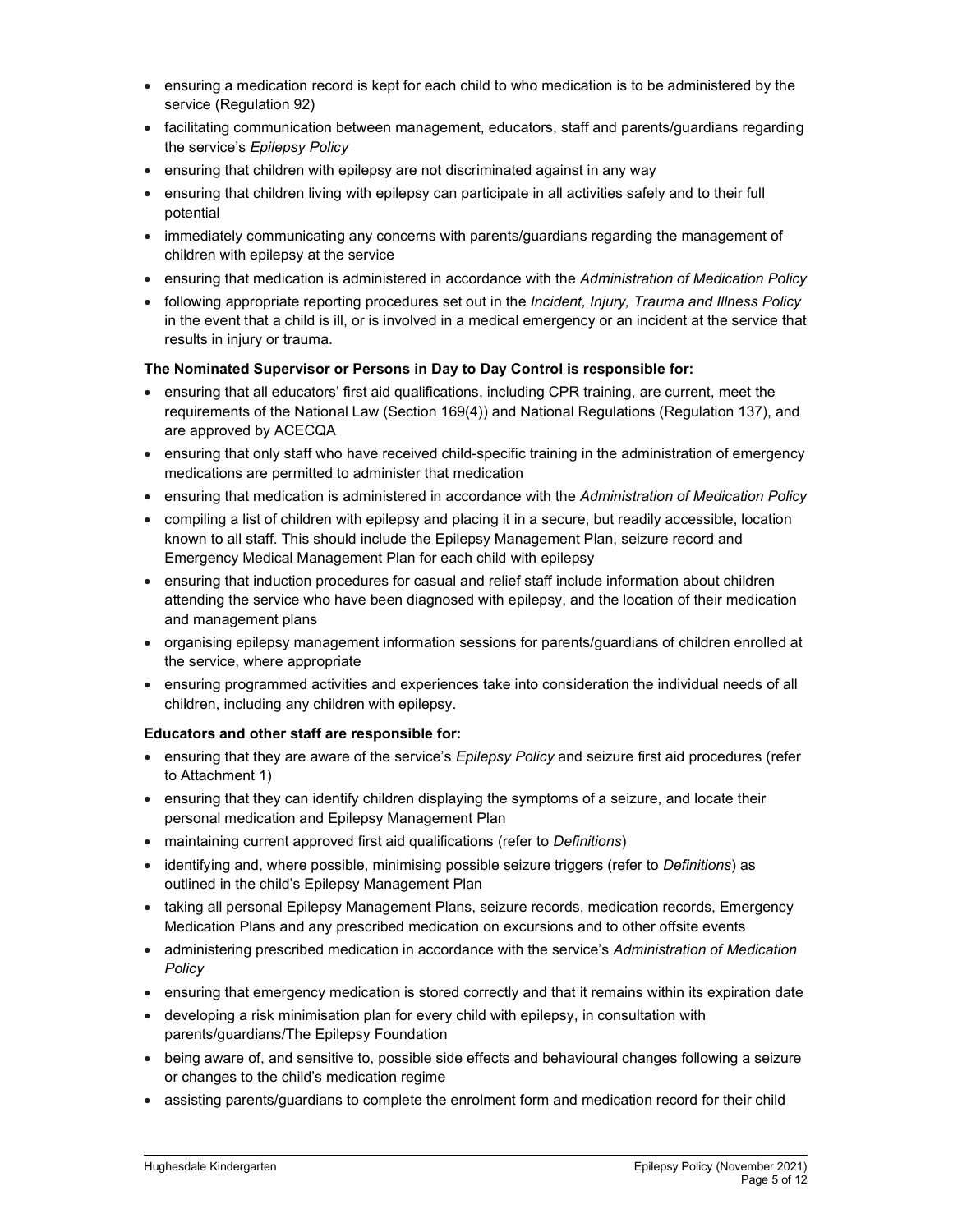- ensuring a medication record is kept for each child to who medication is to be administered by the service (Regulation 92)
- facilitating communication between management, educators, staff and parents/guardians regarding the service's *Epilepsy Policy*
- ensuring that children with epilepsy are not discriminated against in any way
- ensuring that children living with epilepsy can participate in all activities safely and to their full potential
- immediately communicating any concerns with parents/guardians regarding the management of children with epilepsy at the service
- ensuring that medication is administered in accordance with the *Administration of Medication Policy*
- following appropriate reporting procedures set out in the *Incident, Injury, Trauma and Illness Policy* in the event that a child is ill, or is involved in a medical emergency or an incident at the service that results in injury or trauma.

**The Nominated Supervisor or Persons in Day to Day Control is responsible for:**

- ensuring that all educators' first aid qualifications, including CPR training, are current, meet the requirements of the National Law (Section 169(4)) and National Regulations (Regulation 137), and are approved by ACECQA
- ensuring that only staff who have received child-specific training in the administration of emergency medications are permitted to administer that medication
- ensuring that medication is administered in accordance with the *Administration of Medication Policy*
- compiling a list of children with epilepsy and placing it in a secure, but readily accessible, location known to all staff. This should include the Epilepsy Management Plan, seizure record and Emergency Medical Management Plan for each child with epilepsy
- ensuring that induction procedures for casual and relief staff include information about children attending the service who have been diagnosed with epilepsy, and the location of their medication and management plans
- organising epilepsy management information sessions for parents/guardians of children enrolled at the service, where appropriate
- ensuring programmed activities and experiences take into consideration the individual needs of all children, including any children with epilepsy.

**Educators and other staff are responsible for:**

- ensuring that they are aware of the service's *Epilepsy Policy* and seizure first aid procedures (refer to Attachment 1)
- ensuring that they can identify children displaying the symptoms of a seizure, and locate their personal medication and Epilepsy Management Plan
- maintaining current approved first aid qualifications (refer to *Definitions*)
- identifying and, where possible, minimising possible seizure triggers (refer to *Definitions*) as outlined in the child's Epilepsy Management Plan
- taking all personal Epilepsy Management Plans, seizure records, medication records, Emergency Medication Plans and any prescribed medication on excursions and to other offsite events
- administering prescribed medication in accordance with the service's *Administration of Medication Policy*
- ensuring that emergency medication is stored correctly and that it remains within its expiration date
- developing a risk minimisation plan for every child with epilepsy, in consultation with parents/guardians/The Epilepsy Foundation
- being aware of, and sensitive to, possible side effects and behavioural changes following a seizure or changes to the child's medication regime
- assisting parents/guardians to complete the enrolment form and medication record for their child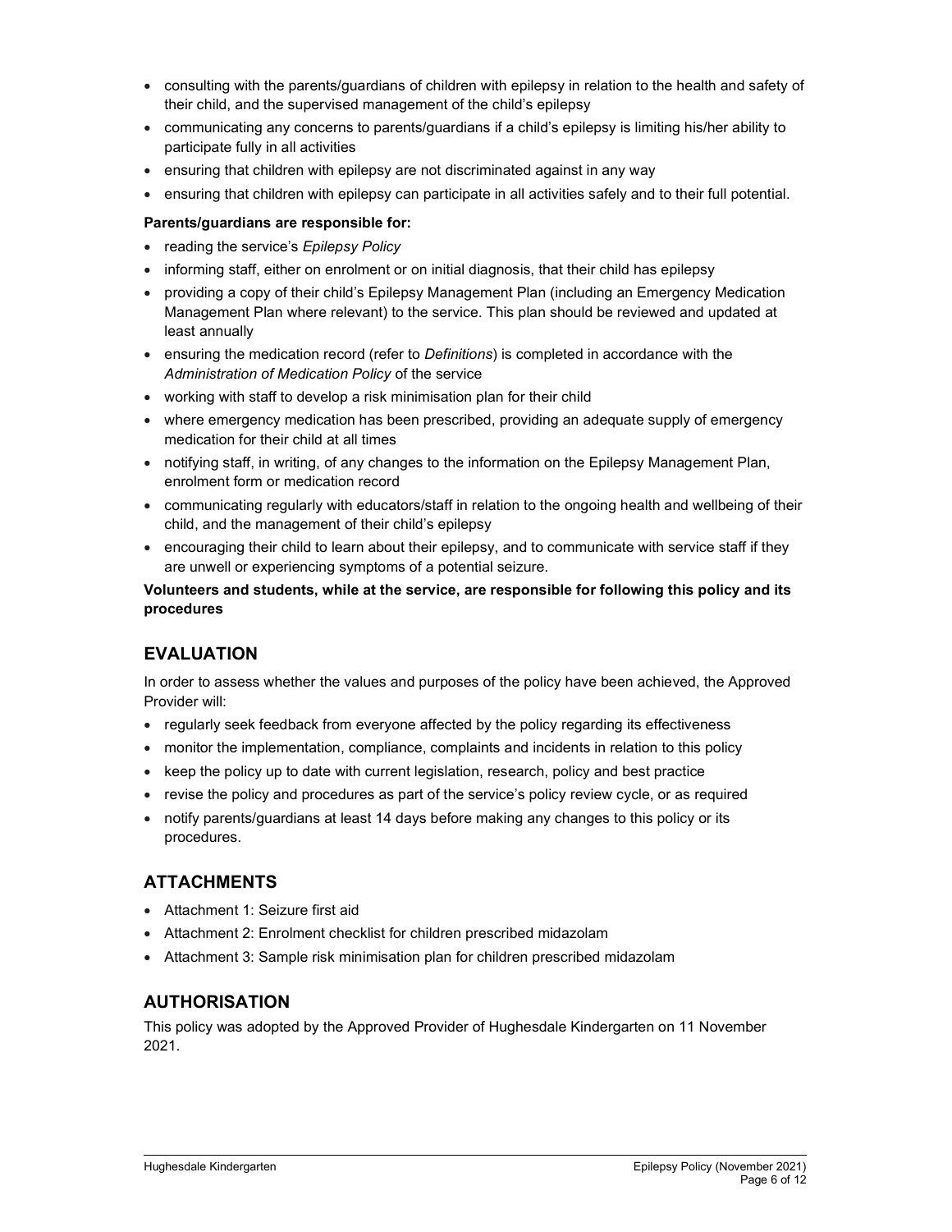- consulting with the parents/guardians of children with epilepsy in relation to the health and safety of their child, and the supervised management of the child's epilepsy
- communicating any concerns to parents/guardians if a child's epilepsy is limiting his/her ability to participate fully in all activities
- ensuring that children with epilepsy are not discriminated against in any way
- ensuring that children with epilepsy can participate in all activities safely and to their full potential.

**Parents/guardians are responsible for:**

- reading the service's *Epilepsy Policy*
- informing staff, either on enrolment or on initial diagnosis, that their child has epilepsy
- providing a copy of their child's Epilepsy Management Plan (including an Emergency Medication Management Plan where relevant) to the service. This plan should be reviewed and updated at least annually
- ensuring the medication record (refer to *Definitions*) is completed in accordance with the *Administration of Medication Policy* of the service
- working with staff to develop a risk minimisation plan for their child
- where emergency medication has been prescribed, providing an adequate supply of emergency medication for their child at all times
- notifying staff, in writing, of any changes to the information on the Epilepsy Management Plan, enrolment form or medication record
- communicating regularly with educators/staff in relation to the ongoing health and wellbeing of their child, and the management of their child's epilepsy
- encouraging their child to learn about their epilepsy, and to communicate with service staff if they are unwell or experiencing symptoms of a potential seizure.

**Volunteers and students, while at the service, are responsible for following this policy and its procedures**

## EVALUATION

In order to assess whether the values and purposes of the policy have been achieved, the Approved Provider will:

- regularly seek feedback from everyone affected by the policy regarding its effectiveness
- monitor the implementation, compliance, complaints and incidents in relation to this policy
- keep the policy up to date with current legislation, research, policy and best practice
- revise the policy and procedures as part of the service's policy review cycle, or as required
- notify parents/guardians at least 14 days before making any changes to this policy or its procedures.

## ATTACHMENTS

- Attachment 1: Seizure first aid
- Attachment 2: Enrolment checklist for children prescribed midazolam
- Attachment 3: Sample risk minimisation plan for children prescribed midazolam

## AUTHORISATION

This policy was adopted by the Approved Provider of Hughesdale Kindergarten on 11 November 2021.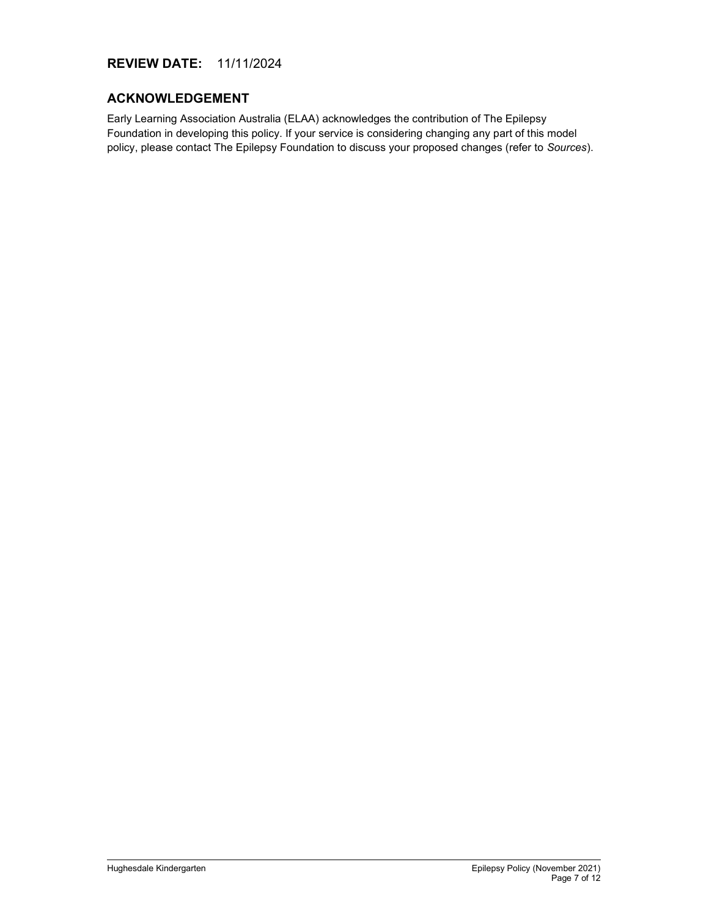## REVIEW DATE: 11/11/2024

## ACKNOWLEDGEMENT

Early Learning Association Australia (ELAA) acknowledges the contribution of The Epilepsy Foundation in developing this policy. If your service is considering changing any part of this model policy, please contact The Epilepsy Foundation to discuss your proposed changes (refer to *Sources*).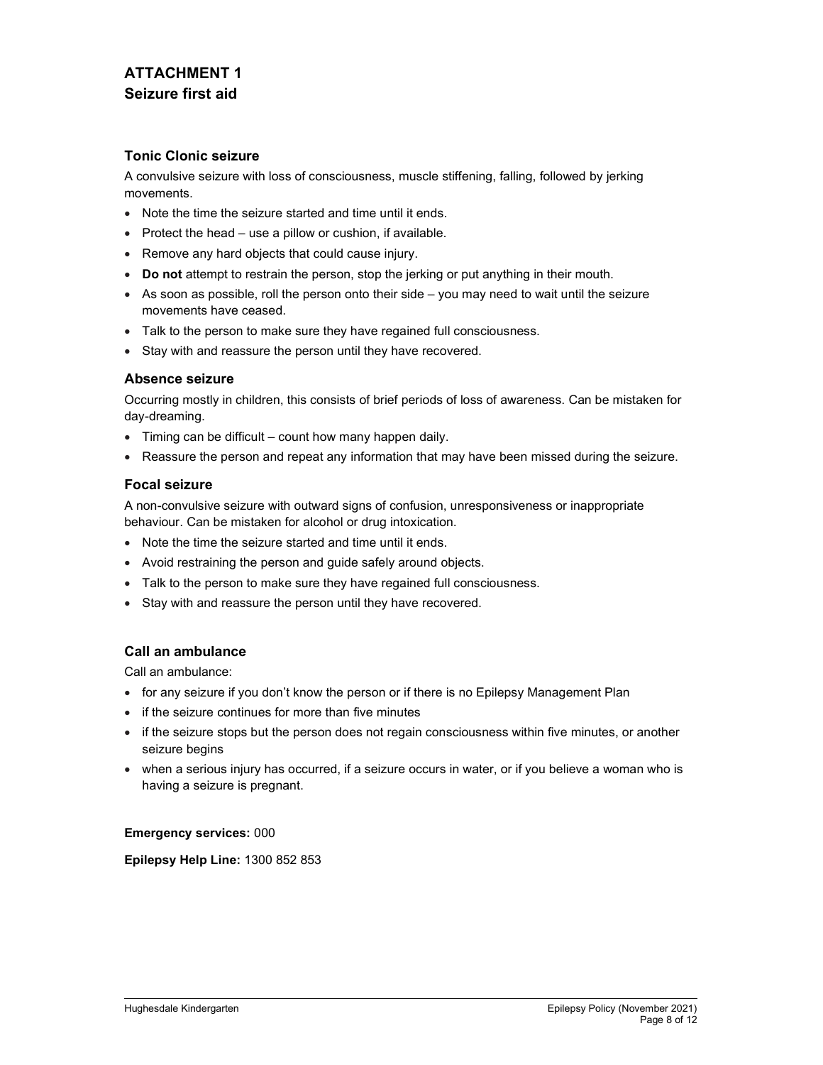# ATTACHMENT 1
## Seizure first aid

### Tonic Clonic seizure

A convulsive seizure with loss of consciousness, muscle stiffening, falling, followed by jerking movements.

- Note the time the seizure started and time until it ends.
- Protect the head – use a pillow or cushion, if available.
- Remove any hard objects that could cause injury.
- **Do not** attempt to restrain the person, stop the jerking or put anything in their mouth.
- As soon as possible, roll the person onto their side – you may need to wait until the seizure movements have ceased.
- Talk to the person to make sure they have regained full consciousness.
- Stay with and reassure the person until they have recovered.

### Absence seizure

Occurring mostly in children, this consists of brief periods of loss of awareness. Can be mistaken for day-dreaming.

- Timing can be difficult – count how many happen daily.
- Reassure the person and repeat any information that may have been missed during the seizure.

### Focal seizure

A non-convulsive seizure with outward signs of confusion, unresponsiveness or inappropriate behaviour. Can be mistaken for alcohol or drug intoxication.

- Note the time the seizure started and time until it ends.
- Avoid restraining the person and guide safely around objects.
- Talk to the person to make sure they have regained full consciousness.
- Stay with and reassure the person until they have recovered.

### Call an ambulance

Call an ambulance:

- for any seizure if you don't know the person or if there is no Epilepsy Management Plan
- if the seizure continues for more than five minutes
- if the seizure stops but the person does not regain consciousness within five minutes, or another seizure begins
- when a serious injury has occurred, if a seizure occurs in water, or if you believe a woman who is having a seizure is pregnant.

**Emergency services:** 000

**Epilepsy Help Line:** 1300 852 853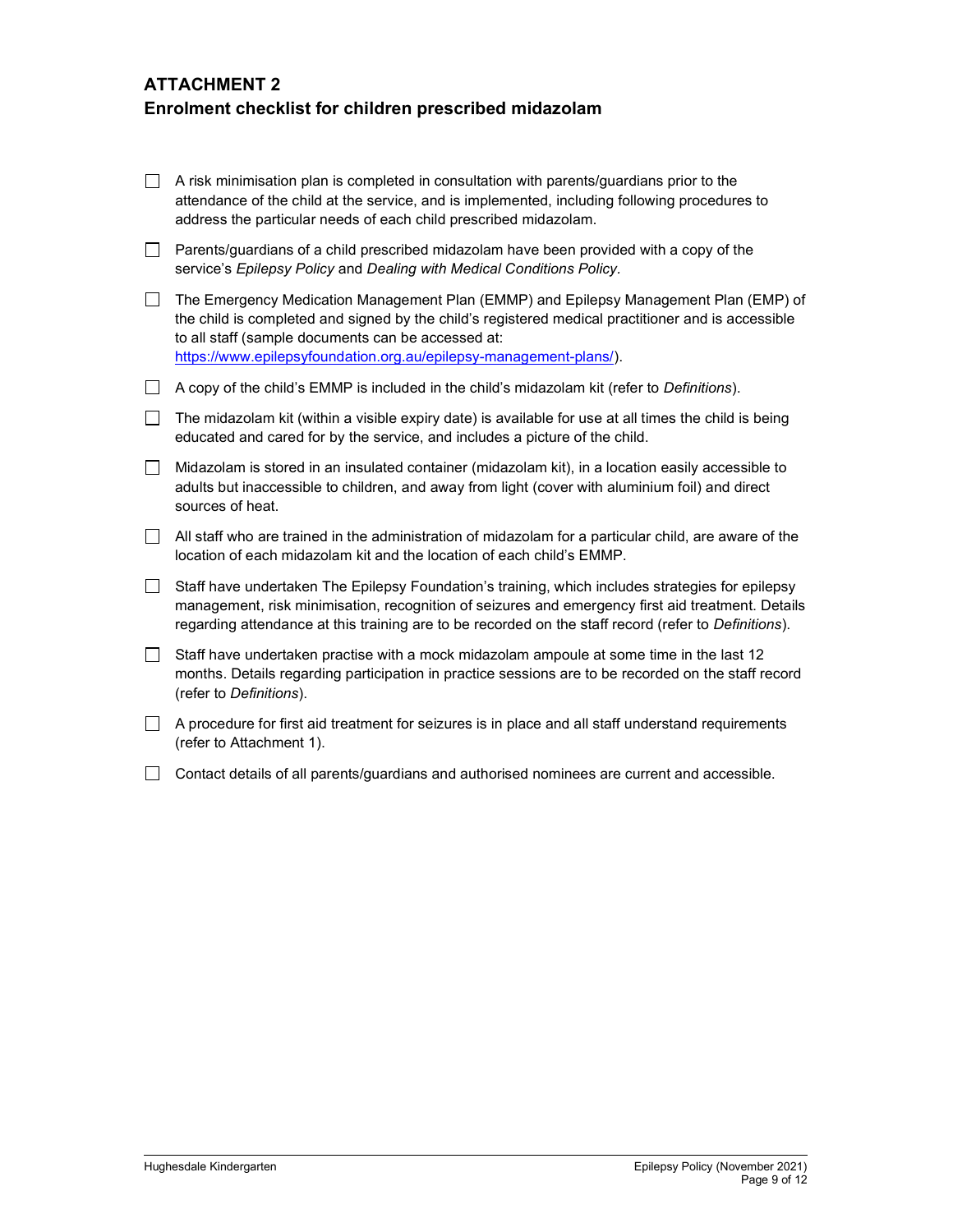## ATTACHMENT 2

## Enrolment checklist for children prescribed midazolam

- [ ] A risk minimisation plan is completed in consultation with parents/guardians prior to the attendance of the child at the service, and is implemented, including following procedures to address the particular needs of each child prescribed midazolam.
- [ ] Parents/guardians of a child prescribed midazolam have been provided with a copy of the service's *Epilepsy Policy* and *Dealing with Medical Conditions Policy*.
- [ ] The Emergency Medication Management Plan (EMMP) and Epilepsy Management Plan (EMP) of the child is completed and signed by the child's registered medical practitioner and is accessible to all staff (sample documents can be accessed at: https://www.epilepsyfoundation.org.au/epilepsy-management-plans/).
- [ ] A copy of the child's EMMP is included in the child's midazolam kit (refer to *Definitions*).
- [ ] The midazolam kit (within a visible expiry date) is available for use at all times the child is being educated and cared for by the service, and includes a picture of the child.
- [ ] Midazolam is stored in an insulated container (midazolam kit), in a location easily accessible to adults but inaccessible to children, and away from light (cover with aluminium foil) and direct sources of heat.
- [ ] All staff who are trained in the administration of midazolam for a particular child, are aware of the location of each midazolam kit and the location of each child's EMMP.
- [ ] Staff have undertaken The Epilepsy Foundation's training, which includes strategies for epilepsy management, risk minimisation, recognition of seizures and emergency first aid treatment. Details regarding attendance at this training are to be recorded on the staff record (refer to *Definitions*).
- [ ] Staff have undertaken practise with a mock midazolam ampoule at some time in the last 12 months. Details regarding participation in practice sessions are to be recorded on the staff record (refer to *Definitions*).
- [ ] A procedure for first aid treatment for seizures is in place and all staff understand requirements (refer to Attachment 1).
- [ ] Contact details of all parents/guardians and authorised nominees are current and accessible.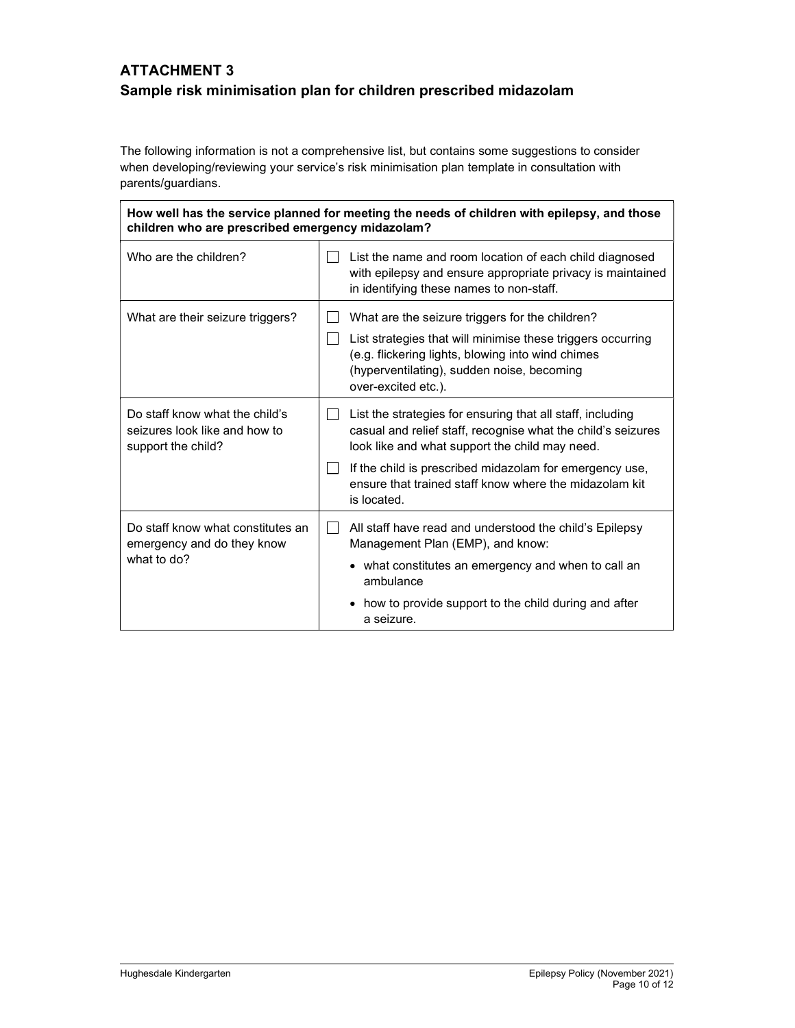## ATTACHMENT 3
## Sample risk minimisation plan for children prescribed midazolam

The following information is not a comprehensive list, but contains some suggestions to consider when developing/reviewing your service's risk minimisation plan template in consultation with parents/guardians.

| **How well has the service planned for meeting the needs of children with epilepsy, and those children who are prescribed emergency midazolam?** | |
|---|---|
| Who are the children? | ☐ List the name and room location of each child diagnosed with epilepsy and ensure appropriate privacy is maintained in identifying these names to non-staff. |
| What are their seizure triggers? | ☐ What are the seizure triggers for the children?<br>☐ List strategies that will minimise these triggers occurring (e.g. flickering lights, blowing into wind chimes (hyperventilating), sudden noise, becoming over-excited etc.). |
| Do staff know what the child's seizures look like and how to support the child? | ☐ List the strategies for ensuring that all staff, including casual and relief staff, recognise what the child's seizures look like and what support the child may need.<br>☐ If the child is prescribed midazolam for emergency use, ensure that trained staff know where the midazolam kit is located. |
| Do staff know what constitutes an emergency and do they know what to do? | ☐ All staff have read and understood the child's Epilepsy Management Plan (EMP), and know:<br>• what constitutes an emergency and when to call an ambulance<br>• how to provide support to the child during and after a seizure. |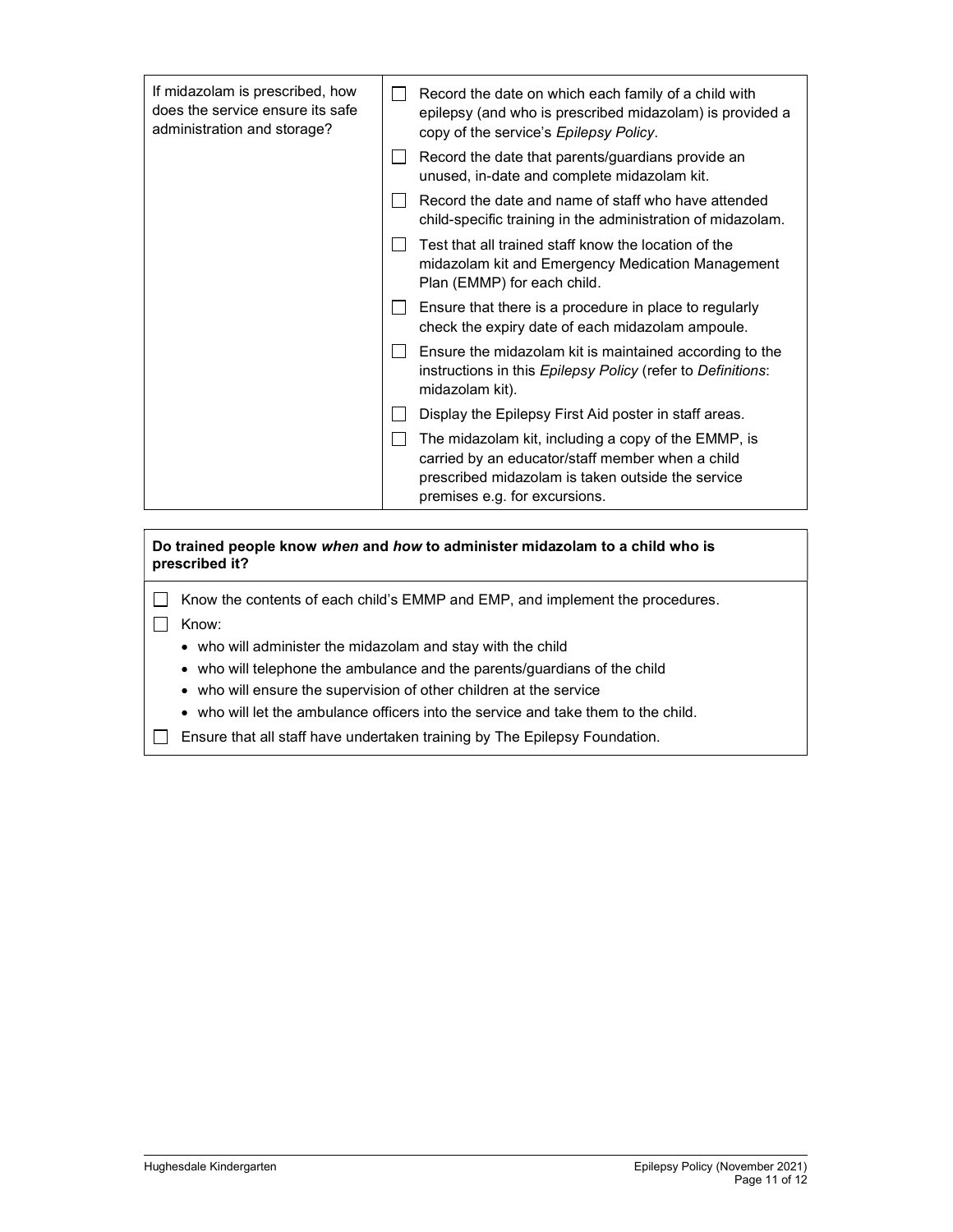| If midazolam is prescribed, how does the service ensure its safe administration and storage? | ☐ Record the date on which each family of a child with epilepsy (and who is prescribed midazolam) is provided a copy of the service's *Epilepsy Policy*.<br>☐ Record the date that parents/guardians provide an unused, in-date and complete midazolam kit.<br>☐ Record the date and name of staff who have attended child-specific training in the administration of midazolam.<br>☐ Test that all trained staff know the location of the midazolam kit and Emergency Medication Management Plan (EMMP) for each child.<br>☐ Ensure that there is a procedure in place to regularly check the expiry date of each midazolam ampoule.<br>☐ Ensure the midazolam kit is maintained according to the instructions in this *Epilepsy Policy* (refer to *Definitions*: midazolam kit).<br>☐ Display the Epilepsy First Aid poster in staff areas.<br>☐ The midazolam kit, including a copy of the EMMP, is carried by an educator/staff member when a child prescribed midazolam is taken outside the service premises e.g. for excursions. |
|---|---|

| **Do trained people know *when* and *how* to administer midazolam to a child who is prescribed it?** |
|---|
| ☐ Know the contents of each child's EMMP and EMP, and implement the procedures.<br>☐ Know:<br>• who will administer the midazolam and stay with the child<br>• who will telephone the ambulance and the parents/guardians of the child<br>• who will ensure the supervision of other children at the service<br>• who will let the ambulance officers into the service and take them to the child.<br>☐ Ensure that all staff have undertaken training by The Epilepsy Foundation. |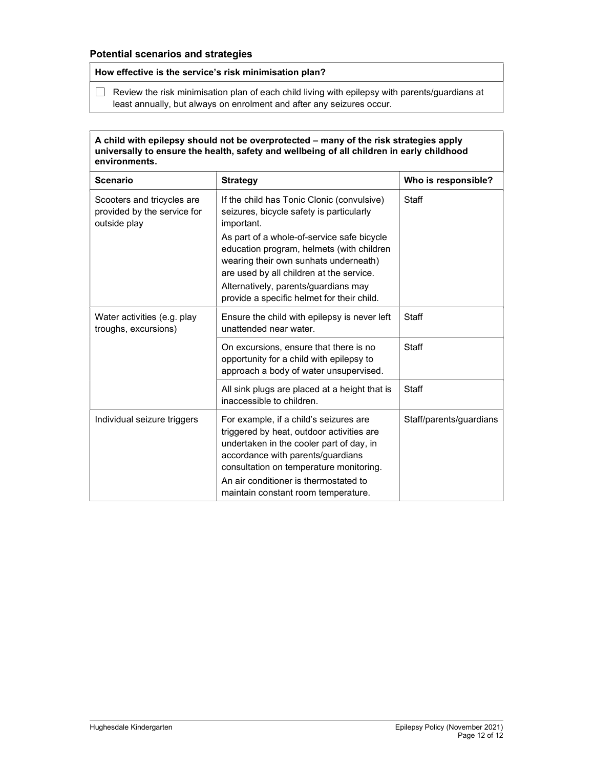## Potential scenarios and strategies

| **How effective is the service's risk minimisation plan?** |
|---|
| ☐ Review the risk minimisation plan of each child living with epilepsy with parents/guardians at least annually, but always on enrolment and after any seizures occur. |

**A child with epilepsy should not be overprotected – many of the risk strategies apply universally to ensure the health, safety and wellbeing of all children in early childhood environments.**

| **Scenario** | **Strategy** | **Who is responsible?** |
|---|---|---|
| Scooters and tricycles are provided by the service for outside play | If the child has Tonic Clonic (convulsive) seizures, bicycle safety is particularly important.<br>As part of a whole-of-service safe bicycle education program, helmets (with children wearing their own sunhats underneath) are used by all children at the service.<br>Alternatively, parents/guardians may provide a specific helmet for their child. | Staff |
| Water activities (e.g. play troughs, excursions) | Ensure the child with epilepsy is never left unattended near water. | Staff |
| | On excursions, ensure that there is no opportunity for a child with epilepsy to approach a body of water unsupervised. | Staff |
| | All sink plugs are placed at a height that is inaccessible to children. | Staff |
| Individual seizure triggers | For example, if a child's seizures are triggered by heat, outdoor activities are undertaken in the cooler part of day, in accordance with parents/guardians consultation on temperature monitoring.<br>An air conditioner is thermostated to maintain constant room temperature. | Staff/parents/guardians |